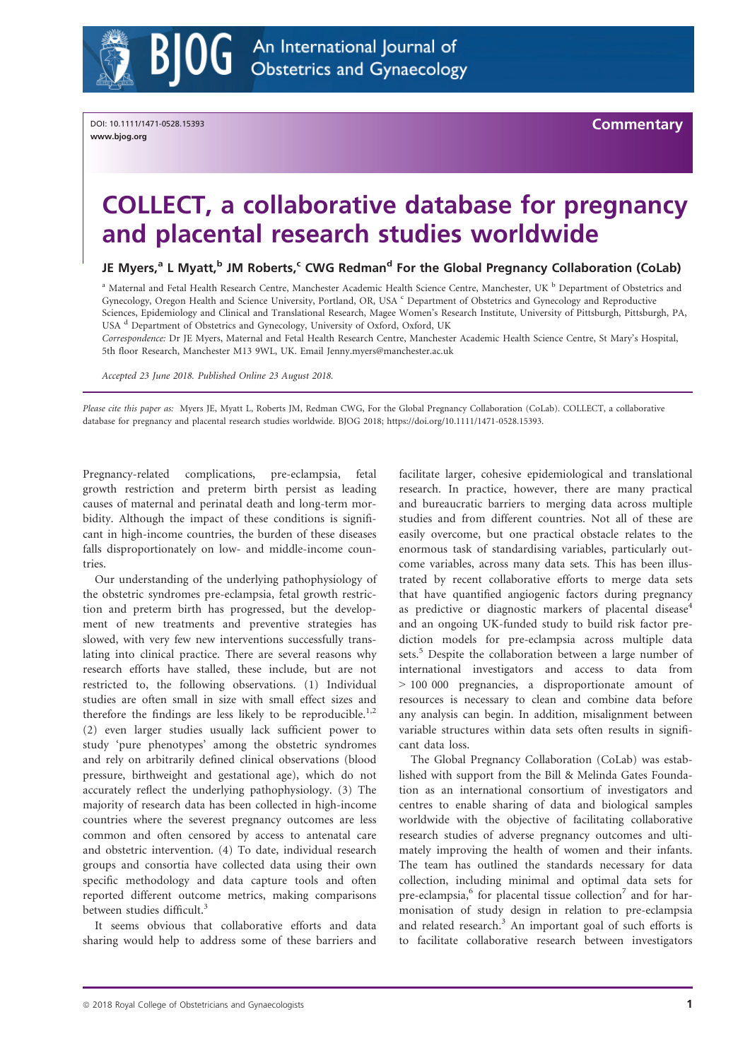DOI: 10.1111/1471-0528.15393
www.bjog.org

**Commentary**

# COLLECT, a collaborative database for pregnancy and placental research studies worldwide

**JE Myers,[a] L Myatt,[b] JM Roberts,[c] CWG Redman[d] For the Global Pregnancy Collaboration (CoLab)**

[a] Maternal and Fetal Health Research Centre, Manchester Academic Health Science Centre, Manchester, UK [b] Department of Obstetrics and Gynecology, Oregon Health and Science University, Portland, OR, USA [c] Department of Obstetrics and Gynecology and Reproductive Sciences, Epidemiology and Clinical and Translational Research, Magee Women's Research Institute, University of Pittsburgh, Pittsburgh, PA, USA [d] Department of Obstetrics and Gynecology, University of Oxford, Oxford, UK

*Correspondence:* Dr JE Myers, Maternal and Fetal Health Research Centre, Manchester Academic Health Science Centre, St Mary's Hospital, 5th floor Research, Manchester M13 9WL, UK. Email Jenny.myers@manchester.ac.uk

*Accepted 23 June 2018. Published Online 23 August 2018.*

*Please cite this paper as:* Myers JE, Myatt L, Roberts JM, Redman CWG, For the Global Pregnancy Collaboration (CoLab). COLLECT, a collaborative database for pregnancy and placental research studies worldwide. BJOG 2018; https://doi.org/10.1111/1471-0528.15393.

Pregnancy-related complications, pre-eclampsia, fetal growth restriction and preterm birth persist as leading causes of maternal and perinatal death and long-term morbidity. Although the impact of these conditions is significant in high-income countries, the burden of these diseases falls disproportionately on low- and middle-income countries.

Our understanding of the underlying pathophysiology of the obstetric syndromes pre-eclampsia, fetal growth restriction and preterm birth has progressed, but the development of new treatments and preventive strategies has slowed, with very few new interventions successfully translating into clinical practice. There are several reasons why research efforts have stalled, these include, but are not restricted to, the following observations. (1) Individual studies are often small in size with small effect sizes and therefore the findings are less likely to be reproducible.[1,2] (2) even larger studies usually lack sufficient power to study 'pure phenotypes' among the obstetric syndromes and rely on arbitrarily defined clinical observations (blood pressure, birthweight and gestational age), which do not accurately reflect the underlying pathophysiology. (3) The majority of research data has been collected in high-income countries where the severest pregnancy outcomes are less common and often censored by access to antenatal care and obstetric intervention. (4) To date, individual research groups and consortia have collected data using their own specific methodology and data capture tools and often reported different outcome metrics, making comparisons between studies difficult.[3]

It seems obvious that collaborative efforts and data sharing would help to address some of these barriers and facilitate larger, cohesive epidemiological and translational research. In practice, however, there are many practical and bureaucratic barriers to merging data across multiple studies and from different countries. Not all of these are easily overcome, but one practical obstacle relates to the enormous task of standardising variables, particularly outcome variables, across many data sets. This has been illustrated by recent collaborative efforts to merge data sets that have quantified angiogenic factors during pregnancy as predictive or diagnostic markers of placental disease[4] and an ongoing UK-funded study to build risk factor prediction models for pre-eclampsia across multiple data sets.[5] Despite the collaboration between a large number of international investigators and access to data from > 100 000 pregnancies, a disproportionate amount of resources is necessary to clean and combine data before any analysis can begin. In addition, misalignment between variable structures within data sets often results in significant data loss.

The Global Pregnancy Collaboration (CoLab) was established with support from the Bill & Melinda Gates Foundation as an international consortium of investigators and centres to enable sharing of data and biological samples worldwide with the objective of facilitating collaborative research studies of adverse pregnancy outcomes and ultimately improving the health of women and their infants. The team has outlined the standards necessary for data collection, including minimal and optimal data sets for pre-eclampsia,[6] for placental tissue collection[7] and for harmonisation of study design in relation to pre-eclampsia and related research.[3] An important goal of such efforts is to facilitate collaborative research between investigators

© 2018 Royal College of Obstetricians and Gynaecologists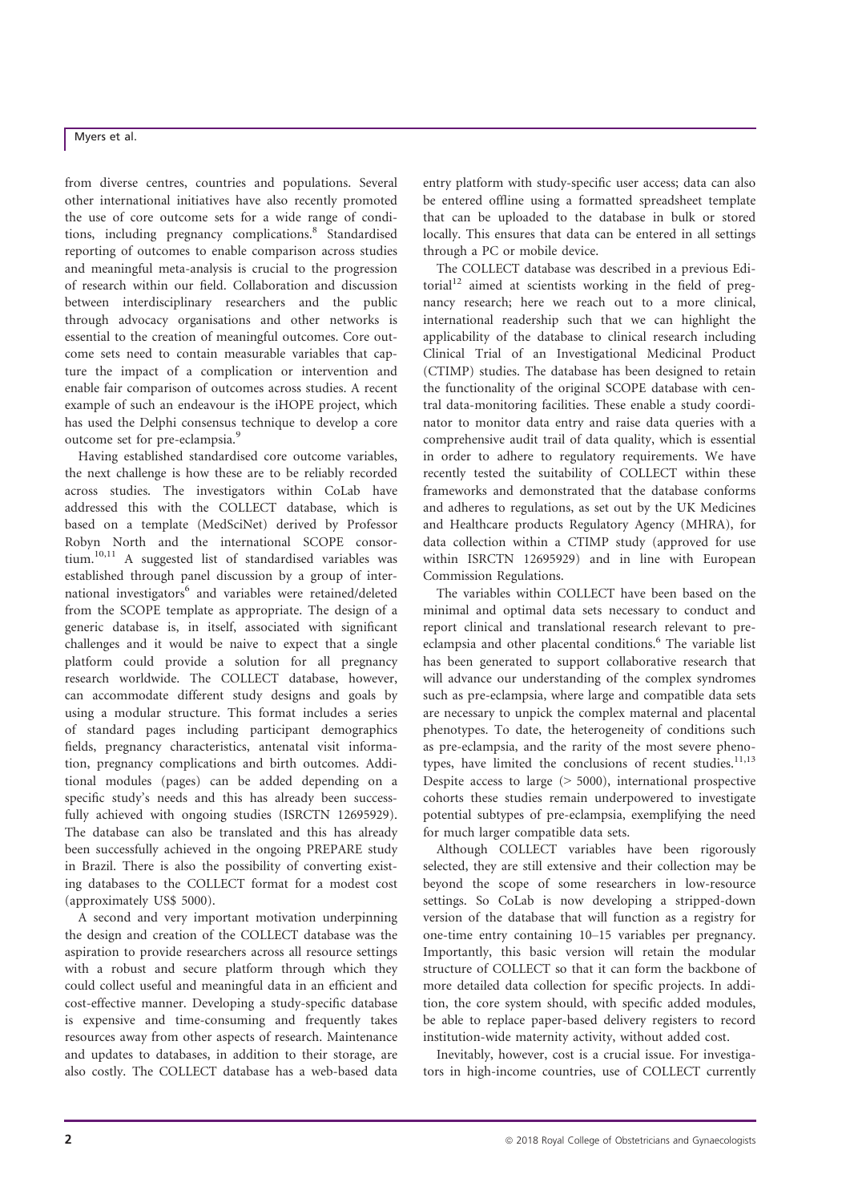from diverse centres, countries and populations. Several other international initiatives have also recently promoted the use of core outcome sets for a wide range of conditions, including pregnancy complications.[8] Standardised reporting of outcomes to enable comparison across studies and meaningful meta-analysis is crucial to the progression of research within our field. Collaboration and discussion between interdisciplinary researchers and the public through advocacy organisations and other networks is essential to the creation of meaningful outcomes. Core outcome sets need to contain measurable variables that capture the impact of a complication or intervention and enable fair comparison of outcomes across studies. A recent example of such an endeavour is the iHOPE project, which has used the Delphi consensus technique to develop a core outcome set for pre-eclampsia.[9]

Having established standardised core outcome variables, the next challenge is how these are to be reliably recorded across studies. The investigators within CoLab have addressed this with the COLLECT database, which is based on a template (MedSciNet) derived by Professor Robyn North and the international SCOPE consortium.[10,11] A suggested list of standardised variables was established through panel discussion by a group of international investigators[6] and variables were retained/deleted from the SCOPE template as appropriate. The design of a generic database is, in itself, associated with significant challenges and it would be naive to expect that a single platform could provide a solution for all pregnancy research worldwide. The COLLECT database, however, can accommodate different study designs and goals by using a modular structure. This format includes a series of standard pages including participant demographics fields, pregnancy characteristics, antenatal visit information, pregnancy complications and birth outcomes. Additional modules (pages) can be added depending on a specific study's needs and this has already been successfully achieved with ongoing studies (ISRCTN 12695929). The database can also be translated and this has already been successfully achieved in the ongoing PREPARE study in Brazil. There is also the possibility of converting existing databases to the COLLECT format for a modest cost (approximately US$ 5000).

A second and very important motivation underpinning the design and creation of the COLLECT database was the aspiration to provide researchers across all resource settings with a robust and secure platform through which they could collect useful and meaningful data in an efficient and cost-effective manner. Developing a study-specific database is expensive and time-consuming and frequently takes resources away from other aspects of research. Maintenance and updates to databases, in addition to their storage, are also costly. The COLLECT database has a web-based data entry platform with study-specific user access; data can also be entered offline using a formatted spreadsheet template that can be uploaded to the database in bulk or stored locally. This ensures that data can be entered in all settings through a PC or mobile device.

The COLLECT database was described in a previous Editorial[12] aimed at scientists working in the field of pregnancy research; here we reach out to a more clinical, international readership such that we can highlight the applicability of the database to clinical research including Clinical Trial of an Investigational Medicinal Product (CTIMP) studies. The database has been designed to retain the functionality of the original SCOPE database with central data-monitoring facilities. These enable a study coordinator to monitor data entry and raise data queries with a comprehensive audit trail of data quality, which is essential in order to adhere to regulatory requirements. We have recently tested the suitability of COLLECT within these frameworks and demonstrated that the database conforms and adheres to regulations, as set out by the UK Medicines and Healthcare products Regulatory Agency (MHRA), for data collection within a CTIMP study (approved for use within ISRCTN 12695929) and in line with European Commission Regulations.

The variables within COLLECT have been based on the minimal and optimal data sets necessary to conduct and report clinical and translational research relevant to pre-eclampsia and other placental conditions.[6] The variable list has been generated to support collaborative research that will advance our understanding of the complex syndromes such as pre-eclampsia, where large and compatible data sets are necessary to unpick the complex maternal and placental phenotypes. To date, the heterogeneity of conditions such as pre-eclampsia, and the rarity of the most severe phenotypes, have limited the conclusions of recent studies.[11,13] Despite access to large (> 5000), international prospective cohorts these studies remain underpowered to investigate potential subtypes of pre-eclampsia, exemplifying the need for much larger compatible data sets.

Although COLLECT variables have been rigorously selected, they are still extensive and their collection may be beyond the scope of some researchers in low-resource settings. So CoLab is now developing a stripped-down version of the database that will function as a registry for one-time entry containing 10–15 variables per pregnancy. Importantly, this basic version will retain the modular structure of COLLECT so that it can form the backbone of more detailed data collection for specific projects. In addition, the core system should, with specific added modules, be able to replace paper-based delivery registers to record institution-wide maternity activity, without added cost.

Inevitably, however, cost is a crucial issue. For investigators in high-income countries, use of COLLECT currently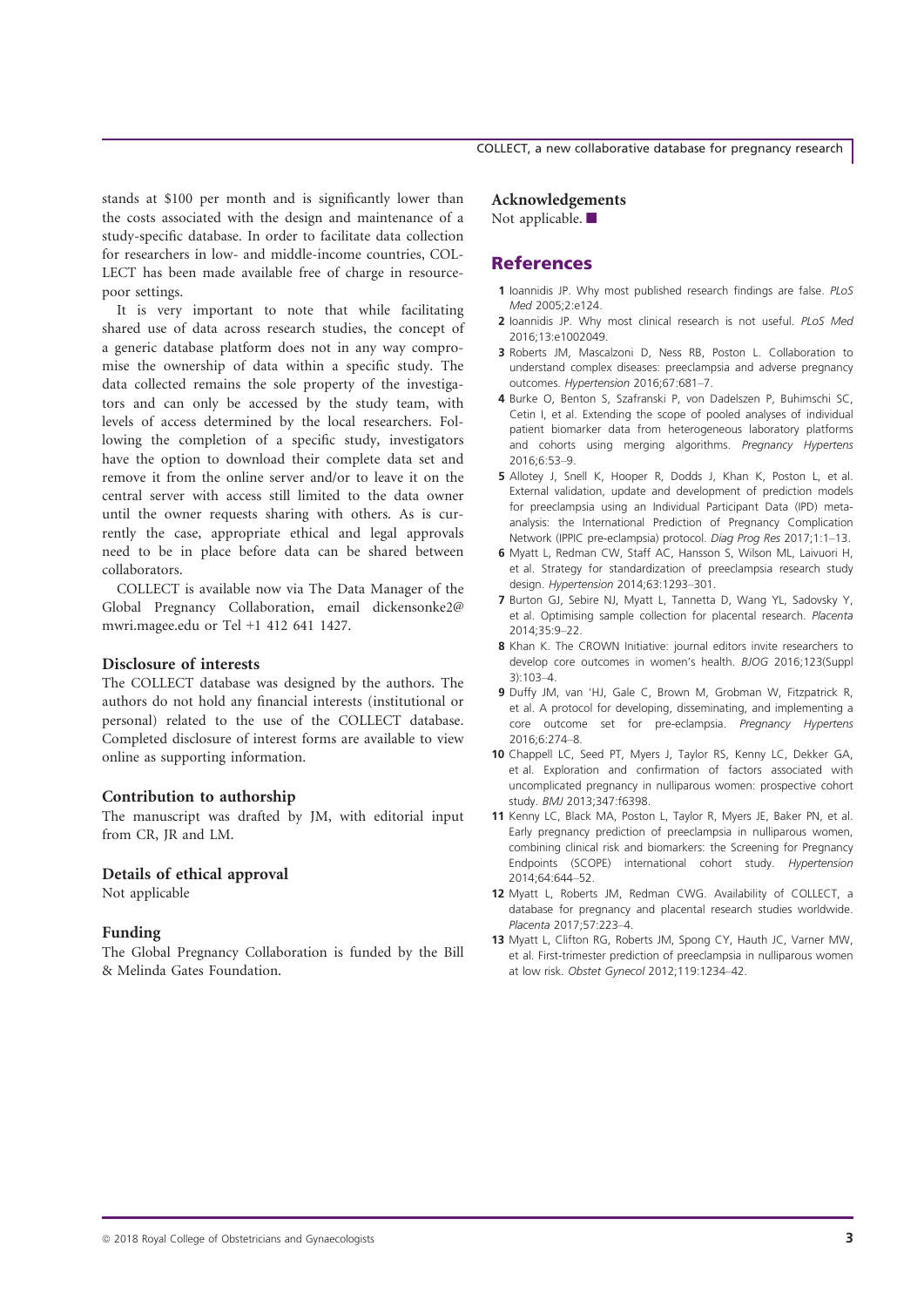stands at $100 per month and is significantly lower than the costs associated with the design and maintenance of a study-specific database. In order to facilitate data collection for researchers in low- and middle-income countries, COLLECT has been made available free of charge in resource-poor settings.

It is very important to note that while facilitating shared use of data across research studies, the concept of a generic database platform does not in any way compromise the ownership of data within a specific study. The data collected remains the sole property of the investigators and can only be accessed by the study team, with levels of access determined by the local researchers. Following the completion of a specific study, investigators have the option to download their complete data set and remove it from the online server and/or to leave it on the central server with access still limited to the data owner until the owner requests sharing with others. As is currently the case, appropriate ethical and legal approvals need to be in place before data can be shared between collaborators.

COLLECT is available now via The Data Manager of the Global Pregnancy Collaboration, email dickensonke2@mwri.magee.edu or Tel +1 412 641 1427.

### Disclosure of interests

The COLLECT database was designed by the authors. The authors do not hold any financial interests (institutional or personal) related to the use of the COLLECT database. Completed disclosure of interest forms are available to view online as supporting information.

### Contribution to authorship

The manuscript was drafted by JM, with editorial input from CR, JR and LM.

### Details of ethical approval

Not applicable

### Funding

The Global Pregnancy Collaboration is funded by the Bill & Melinda Gates Foundation.

### Acknowledgements

Not applicable. ■

## References

1. Ioannidis JP. Why most published research findings are false. *PLoS Med* 2005;2:e124.
2. Ioannidis JP. Why most clinical research is not useful. *PLoS Med* 2016;13:e1002049.
3. Roberts JM, Mascalzoni D, Ness RB, Poston L. Collaboration to understand complex diseases: preeclampsia and adverse pregnancy outcomes. *Hypertension* 2016;67:681–7.
4. Burke O, Benton S, Szafranski P, von Dadelszen P, Buhimschi SC, Cetin I, et al. Extending the scope of pooled analyses of individual patient biomarker data from heterogeneous laboratory platforms and cohorts using merging algorithms. *Pregnancy Hypertens* 2016;6:53–9.
5. Allotey J, Snell K, Hooper R, Dodds J, Khan K, Poston L, et al. External validation, update and development of prediction models for preeclampsia using an Individual Participant Data (IPD) meta-analysis: the International Prediction of Pregnancy Complication Network (IPPIC pre-eclampsia) protocol. *Diag Prog Res* 2017;1:1–13.
6. Myatt L, Redman CW, Staff AC, Hansson S, Wilson ML, Laivuori H, et al. Strategy for standardization of preeclampsia research study design. *Hypertension* 2014;63:1293–301.
7. Burton GJ, Sebire NJ, Myatt L, Tannetta D, Wang YL, Sadovsky Y, et al. Optimising sample collection for placental research. *Placenta* 2014;35:9–22.
8. Khan K. The CROWN Initiative: journal editors invite researchers to develop core outcomes in women's health. *BJOG* 2016;123(Suppl 3):103–4.
9. Duffy JM, van 'HJ, Gale C, Brown M, Grobman W, Fitzpatrick R, et al. A protocol for developing, disseminating, and implementing a core outcome set for pre-eclampsia. *Pregnancy Hypertens* 2016;6:274–8.
10. Chappell LC, Seed PT, Myers J, Taylor RS, Kenny LC, Dekker GA, et al. Exploration and confirmation of factors associated with uncomplicated pregnancy in nulliparous women: prospective cohort study. *BMJ* 2013;347:f6398.
11. Kenny LC, Black MA, Poston L, Taylor R, Myers JE, Baker PN, et al. Early pregnancy prediction of preeclampsia in nulliparous women, combining clinical risk and biomarkers: the Screening for Pregnancy Endpoints (SCOPE) international cohort study. *Hypertension* 2014;64:644–52.
12. Myatt L, Roberts JM, Redman CWG. Availability of COLLECT, a database for pregnancy and placental research studies worldwide. *Placenta* 2017;57:223–4.
13. Myatt L, Clifton RG, Roberts JM, Spong CY, Hauth JC, Varner MW, et al. First-trimester prediction of preeclampsia in nulliparous women at low risk. *Obstet Gynecol* 2012;119:1234–42.